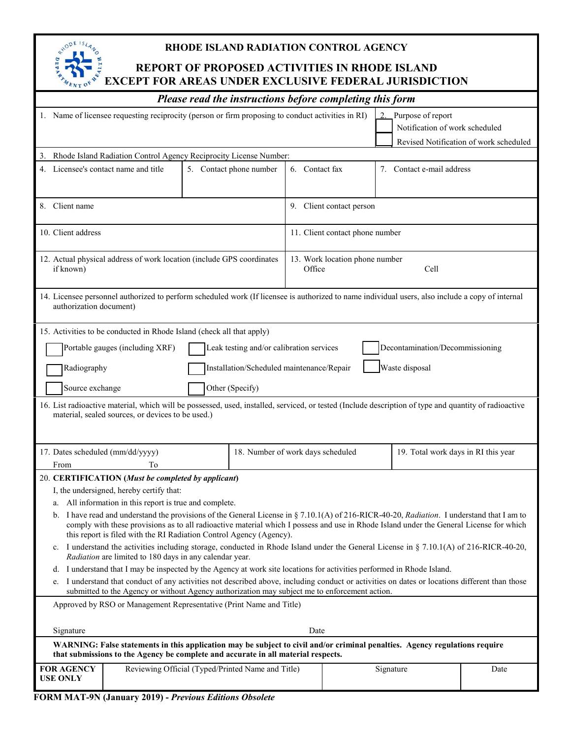# RHODE ISLAND RADIATION CONTROL AGENCY

## REPORT OF PROPOSED ACTIVITIES IN RHODE ISLAND EXCEPT FOR AREAS UNDER EXCLUSIVE FEDERAL JURISDICTION

***Please read the instructions before completing this form***

1. Name of licensee requesting reciprocity (person or firm proposing to conduct activities in RI)

2. Purpose of report
   - ☐ Notification of work scheduled
   - ☐ Revised Notification of work scheduled

3. Rhode Island Radiation Control Agency Reciprocity License Number:

| 4. Licensee's contact name and title | 5. Contact phone number | 6. Contact fax | 7. Contact e-mail address |
|---|---|---|---|
| | | | |

| 8. Client name | 9. Client contact person |
|---|---|
| 10. Client address | 11. Client contact phone number |
| 12. Actual physical address of work location (include GPS coordinates if known) | 13. Work location phone number<br>Office Cell |

14. Licensee personnel authorized to perform scheduled work (If licensee is authorized to name individual users, also include a copy of internal authorization document)

15. Activities to be conducted in Rhode Island (check all that apply)

- ☐ Portable gauges (including XRF)
- ☐ Leak testing and/or calibration services
- ☐ Decontamination/Decommissioning
- ☐ Radiography
- ☐ Installation/Scheduled maintenance/Repair
- ☐ Waste disposal
- ☐ Source exchange
- ☐ Other (Specify)

16. List radioactive material, which will be possessed, used, installed, serviced, or tested (Include description of type and quantity of radioactive material, sealed sources, or devices to be used.)

| 17. Dates scheduled (mm/dd/yyyy)<br>From To | 18. Number of work days scheduled | 19. Total work days in RI this year |
|---|---|---|

20. **CERTIFICATION (*Must be completed by applicant*)**

I, the undersigned, hereby certify that:

a. All information in this report is true and complete.

b. I have read and understand the provisions of the General License in § 7.10.1(A) of 216-RICR-40-20, *Radiation*. I understand that I am to comply with these provisions as to all radioactive material which I possess and use in Rhode Island under the General License for which this report is filed with the RI Radiation Control Agency (Agency).

c. I understand the activities including storage, conducted in Rhode Island under the General License in § 7.10.1(A) of 216-RICR-40-20, *Radiation* are limited to 180 days in any calendar year.

d. I understand that I may be inspected by the Agency at work site locations for activities performed in Rhode Island.

e. I understand that conduct of any activities not described above, including conduct or activities on dates or locations different than those submitted to the Agency or without Agency authorization may subject me to enforcement action.

Approved by RSO or Management Representative (Print Name and Title)

Signature Date

**WARNING: False statements in this application may be subject to civil and/or criminal penalties. Agency regulations require that submissions to the Agency be complete and accurate in all material respects.**

| **FOR AGENCY USE ONLY** | Reviewing Official (Typed/Printed Name and Title) | Signature | Date |
|---|---|---|---|

**FORM MAT-9N (January 2019) - *Previous Editions Obsolete***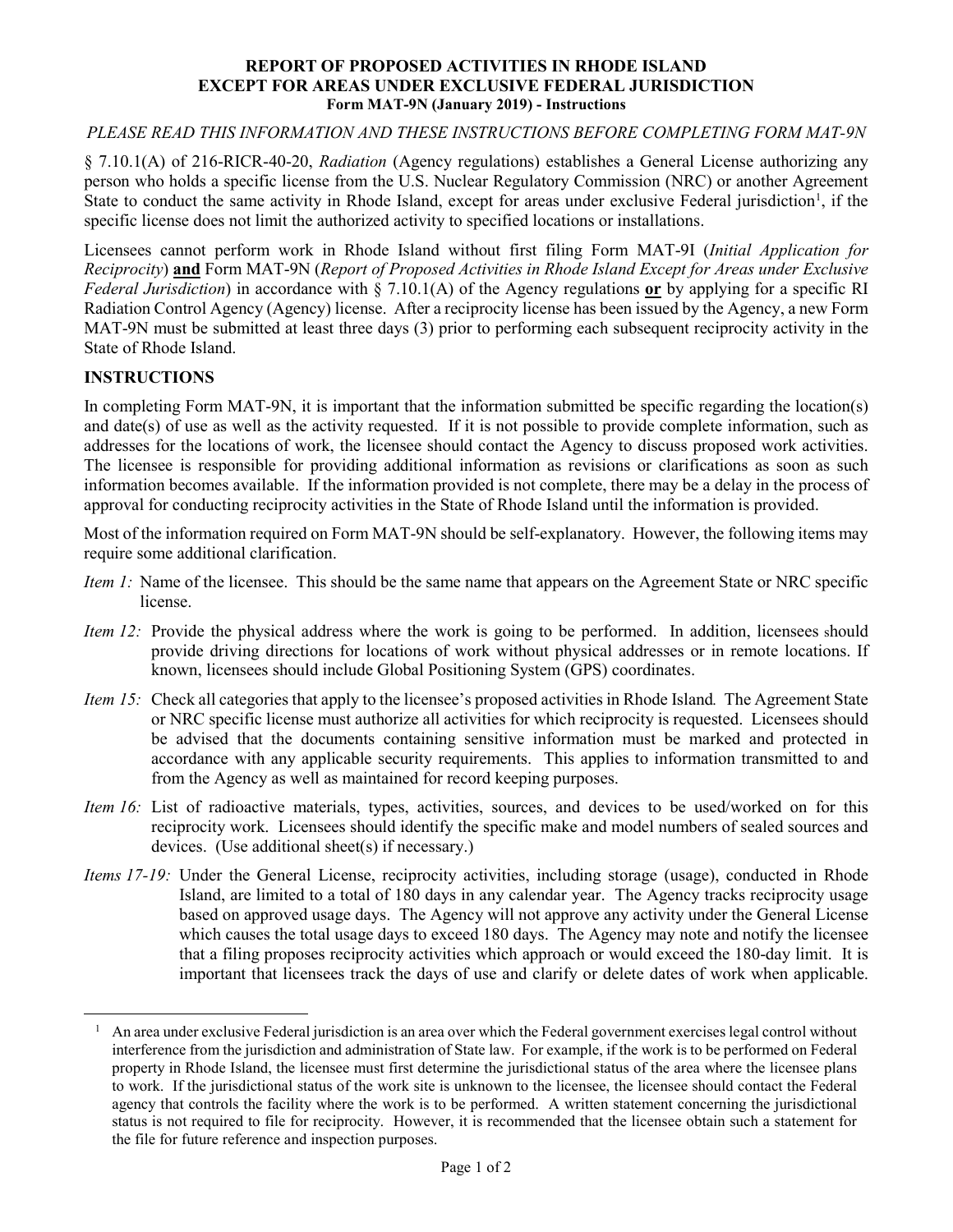**REPORT OF PROPOSED ACTIVITIES IN RHODE ISLAND**
**EXCEPT FOR AREAS UNDER EXCLUSIVE FEDERAL JURISDICTION**
**Form MAT-9N (January 2019) - Instructions**

*PLEASE READ THIS INFORMATION AND THESE INSTRUCTIONS BEFORE COMPLETING FORM MAT-9N*

§ 7.10.1(A) of 216-RICR-40-20, *Radiation* (Agency regulations) establishes a General License authorizing any person who holds a specific license from the U.S. Nuclear Regulatory Commission (NRC) or another Agreement State to conduct the same activity in Rhode Island, except for areas under exclusive Federal jurisdiction[1], if the specific license does not limit the authorized activity to specified locations or installations.

Licensees cannot perform work in Rhode Island without first filing Form MAT-9I (*Initial Application for Reciprocity*) **and** Form MAT-9N (*Report of Proposed Activities in Rhode Island Except for Areas under Exclusive Federal Jurisdiction*) in accordance with § 7.10.1(A) of the Agency regulations **or** by applying for a specific RI Radiation Control Agency (Agency) license. After a reciprocity license has been issued by the Agency, a new Form MAT-9N must be submitted at least three days (3) prior to performing each subsequent reciprocity activity in the State of Rhode Island.

## INSTRUCTIONS

In completing Form MAT-9N, it is important that the information submitted be specific regarding the location(s) and date(s) of use as well as the activity requested. If it is not possible to provide complete information, such as addresses for the locations of work, the licensee should contact the Agency to discuss proposed work activities. The licensee is responsible for providing additional information as revisions or clarifications as soon as such information becomes available. If the information provided is not complete, there may be a delay in the process of approval for conducting reciprocity activities in the State of Rhode Island until the information is provided.

Most of the information required on Form MAT-9N should be self-explanatory. However, the following items may require some additional clarification.

*Item 1:* Name of the licensee. This should be the same name that appears on the Agreement State or NRC specific license.

*Item 12:* Provide the physical address where the work is going to be performed. In addition, licensees should provide driving directions for locations of work without physical addresses or in remote locations. If known, licensees should include Global Positioning System (GPS) coordinates.

*Item 15:* Check all categories that apply to the licensee's proposed activities in Rhode Island. The Agreement State or NRC specific license must authorize all activities for which reciprocity is requested. Licensees should be advised that the documents containing sensitive information must be marked and protected in accordance with any applicable security requirements. This applies to information transmitted to and from the Agency as well as maintained for record keeping purposes.

*Item 16:* List of radioactive materials, types, activities, sources, and devices to be used/worked on for this reciprocity work. Licensees should identify the specific make and model numbers of sealed sources and devices. (Use additional sheet(s) if necessary.)

*Items 17-19:* Under the General License, reciprocity activities, including storage (usage), conducted in Rhode Island, are limited to a total of 180 days in any calendar year. The Agency tracks reciprocity usage based on approved usage days. The Agency will not approve any activity under the General License which causes the total usage days to exceed 180 days. The Agency may note and notify the licensee that a filing proposes reciprocity activities which approach or would exceed the 180-day limit. It is important that licensees track the days of use and clarify or delete dates of work when applicable.

[1] An area under exclusive Federal jurisdiction is an area over which the Federal government exercises legal control without interference from the jurisdiction and administration of State law. For example, if the work is to be performed on Federal property in Rhode Island, the licensee must first determine the jurisdictional status of the area where the licensee plans to work. If the jurisdictional status of the work site is unknown to the licensee, the licensee should contact the Federal agency that controls the facility where the work is to be performed. A written statement concerning the jurisdictional status is not required to file for reciprocity. However, it is recommended that the licensee obtain such a statement for the file for future reference and inspection purposes.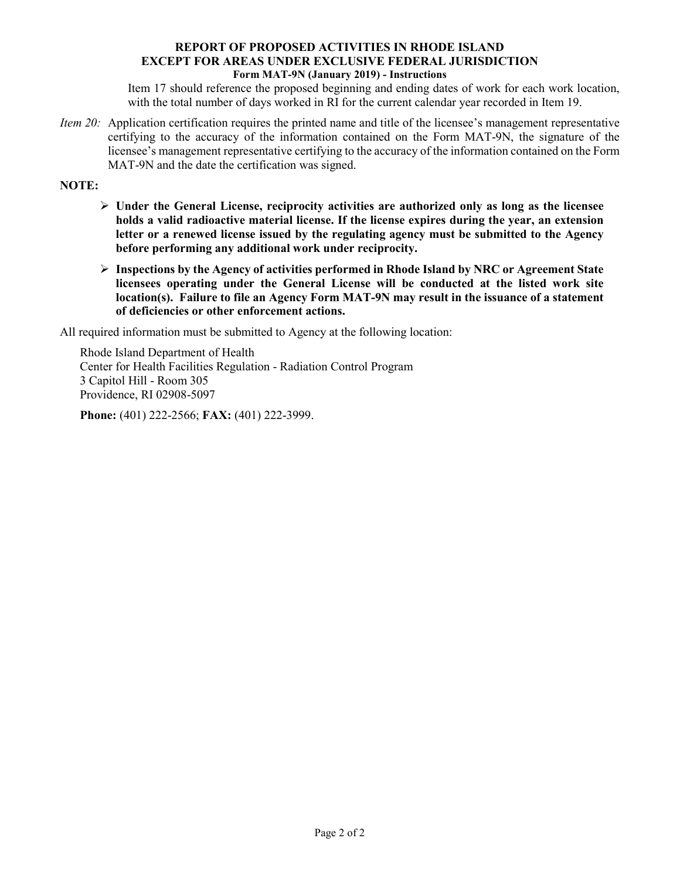Item 17 should reference the proposed beginning and ending dates of work for each work location, with the total number of days worked in RI for the current calendar year recorded in Item 19.

*Item 20:* Application certification requires the printed name and title of the licensee's management representative certifying to the accuracy of the information contained on the Form MAT-9N, the signature of the licensee's management representative certifying to the accuracy of the information contained on the Form MAT-9N and the date the certification was signed.

**NOTE:**

- **Under the General License, reciprocity activities are authorized only as long as the licensee holds a valid radioactive material license. If the license expires during the year, an extension letter or a renewed license issued by the regulating agency must be submitted to the Agency before performing any additional work under reciprocity.**
- **Inspections by the Agency of activities performed in Rhode Island by NRC or Agreement State licensees operating under the General License will be conducted at the listed work site location(s). Failure to file an Agency Form MAT-9N may result in the issuance of a statement of deficiencies or other enforcement actions.**

All required information must be submitted to Agency at the following location:

Rhode Island Department of Health
Center for Health Facilities Regulation - Radiation Control Program
3 Capitol Hill - Room 305
Providence, RI 02908-5097

**Phone:** (401) 222-2566; **FAX:** (401) 222-3999.